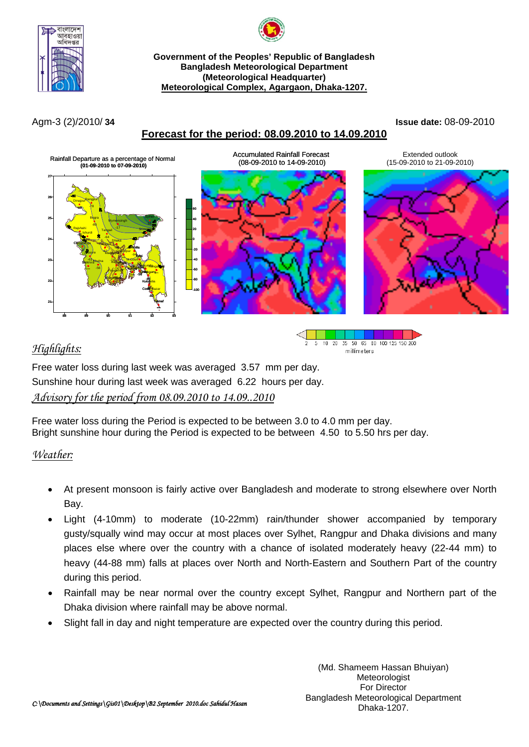**Government of the Peoples' Republic of Bangladesh**
**Bangladesh Meteorological Department**
**(Meteorological Headquarter)**
**Meteorological Complex, Agargaon, Dhaka-1207.**

Agm-3 (2)/2010/ **34** **Issue date:** 08-09-2010

## Forecast for the period: 08.09.2010 to 14.09.2010

Rainfall Departure as a percentage of Normal **(01-09-2010 to 07-09-2010)**

Accumulated Rainfall Forecast (08-09-2010 to 14-09-2010)

Extended outlook (15-09-2010 to 21-09-2010)

### *Highlights:*

Free water loss during last week was averaged 3.57 mm per day.
Sunshine hour during last week was averaged 6.22 hours per day.

### *Advisory for the period from 08.09.2010 to 14.09..2010*

Free water loss during the Period is expected to be between 3.0 to 4.0 mm per day.
Bright sunshine hour during the Period is expected to be between 4.50 to 5.50 hrs per day.

### *Weather:*

- At present monsoon is fairly active over Bangladesh and moderate to strong elsewhere over North Bay.
- Light (4-10mm) to moderate (10-22mm) rain/thunder shower accompanied by temporary gusty/squally wind may occur at most places over Sylhet, Rangpur and Dhaka divisions and many places else where over the country with a chance of isolated moderately heavy (22-44 mm) to heavy (44-88 mm) falls at places over North and North-Eastern and Southern Part of the country during this period.
- Rainfall may be near normal over the country except Sylhet, Rangpur and Northern part of the Dhaka division where rainfall may be above normal.
- Slight fall in day and night temperature are expected over the country during this period.

(Md. Shameem Hassan Bhuiyan)
Meteorologist
For Director
Bangladesh Meteorological Department
Dhaka-1207.

*C:\Documents and Settings\Gis01\Desktop\B2 September 2010.doc Sahidul Hasan*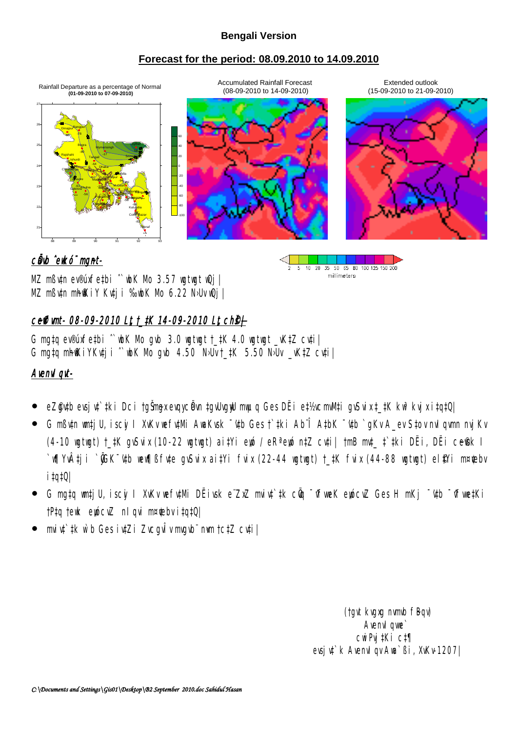## Bengali Version

## Forecast for the period: 08.09.2010 to 14.09.2010

Rainfall Departure as a percentage of Normal **(01-09-2010 to 07-09-2010)**

Accumulated Rainfall Forecast (08-09-2010 to 14-09-2010)

Extended outlook (15-09-2010 to 21-09-2010)

2 5 10 20 35 50 65 80 100 125 150 200

millimeters

### cÖävb ˆewkó¨ mgnt-

MZ mßv‡n ev®úxf‡bi ˆ`wbK Mo 3.57 wgtwgt wQj|
MZ mßv‡n mh©wKiY Kv‡ji ‰`wbK Mo 6.22 N›Uv wQj|

### cwe©vfvmt- 08-09-2010 Lªt †_‡K 14-09-2010 Lªt ch©š—

G mgt‡q ev®úxf‡bi ˆ`wbK Mo gvb 3.0 wgtwgt †_‡K 4.0 wgtwgt _vK‡Z cv‡i|
G mgt‡q mh©wKiYKv‡ji ˆ`wbK Mo gvb 4.50 N›Uv †_‡K 5.50 N›Uv _vK‡Z cv‡i|

### Avenvl qvt-

- eZ©gv‡b evsjv‡`‡ki Dci †gŠmgx evqycÖevn †gvUvgywU mwµq Ges DËi e‡½vcmvM‡i gvSvix‡_‡K kw³kvjx i‡q‡Q|
- G mßv‡n ivRkvnx, iscyi I XvKv wefv‡Mi AwaKvsk ¯'v‡b Ges †`‡ki Ab¨Î A‡bK ¯'v‡b `gKv A_ev S‡ov nvIqvmn nvjKv (4-10 wgtwgt) †_‡K gvSvix (10-22 wgtwgt) ai‡Yi eව́ / eRªeව́ n‡Z cv‡i| †mB mv‡_ †`‡ki DËi, DËi cwð‡gi I `wÿYvÂ‡ji `yGK ¯'v‡b wew¶ßfv‡e gvSvix ai‡Yi fvix (22-44 wgtwgt) †_‡K fvix (44-88 wgtwgt) el©‡Yi m¤¢vebv i‡q‡Q|
- G mgt‡q ivRkvnx, iscyi I XvKv wefv‡Mi DËivsk e¨ZxZ mviv‡`‡k cÖvq ¯^vfvweK eව́cvZ Ges H mKj ¯'v‡b ¯^vfvweK Gi †P‡q †ewk eව́cvZ nIqvi m¤¢vebv i‡q‡Q|
- mviv‡`‡k w`b Ges iv‡Zi ZvcgvÎv mvgvb¨ nªvm †c‡Z cv‡i|

(†gvt kvgxg nvmvb fBqv)
Avenvl qve`
cwiPvj‡Ki c‡¶
evsjv‡`k Avenvl qvAwa`ßi, XvKv-1207|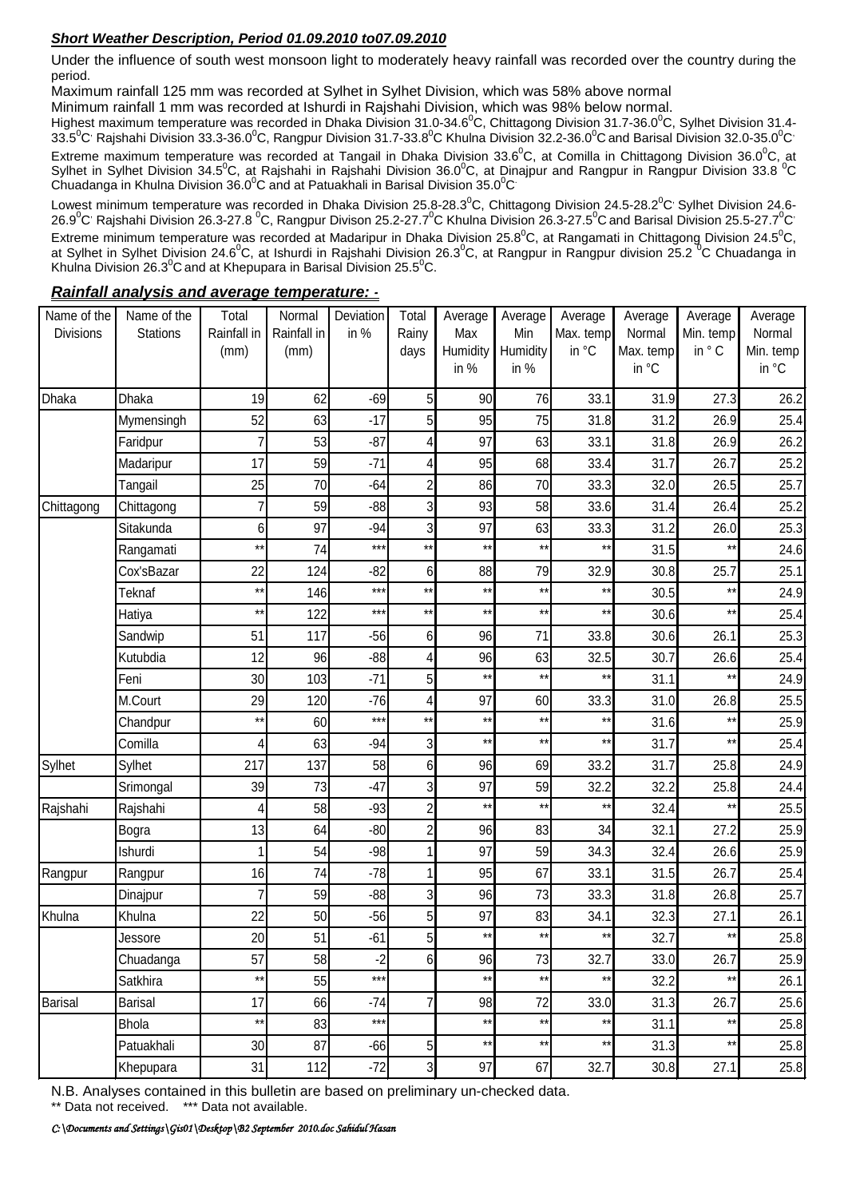***Short Weather Description, Period 01.09.2010 to07.09.2010***

Under the influence of south west monsoon light to moderately heavy rainfall was recorded over the country during the period.

Maximum rainfall 125 mm was recorded at Sylhet in Sylhet Division, which was 58% above normal

Minimum rainfall 1 mm was recorded at Ishurdi in Rajshahi Division, which was 98% below normal.

Highest maximum temperature was recorded in Dhaka Division 31.0-34.6$^0$C, Chittagong Division 31.7-36.0$^0$C, Sylhet Division 31.4-33.5$^0$C, Rajshahi Division 33.3-36.0$^0$C, Rangpur Division 31.7-33.8$^0$C Khulna Division 32.2-36.0$^0$C and Barisal Division 32.0-35.0$^0$C.

Extreme maximum temperature was recorded at Tangail in Dhaka Division 33.6$^0$C, at Comilla in Chittagong Division 36.0$^0$C, at Sylhet in Sylhet Division 34.5$^0$C, at Rajshahi in Rajshahi Division 36.0$^0$C, at Dinajpur and Rangpur in Rangpur Division 33.8 $^0$C Chuadanga in Khulna Division 36.0$^0$C and at Patuakhali in Barisal Division 35.0$^0$C.

Lowest minimum temperature was recorded in Dhaka Division 25.8-28.3$^0$C, Chittagong Division 24.5-28.2$^0$C, Sylhet Division 24.6-26.9$^0$C, Rajshahi Division 26.3-27.8 $^0$C, Rangpur Divison 25.2-27.7$^0$C Khulna Division 26.3-27.5$^0$C and Barisal Division 25.5-27.7$^0$C.

Extreme minimum temperature was recorded at Madaripur in Dhaka Division 25.8$^0$C, at Rangamati in Chittagong Division 24.5$^0$C, at Sylhet in Sylhet Division 24.6$^0$C, at Ishurdi in Rajshahi Division 26.3$^0$C, at Rangpur in Rangpur division 25.2 $^0$C Chuadanga in Khulna Division 26.3$^0$C and at Khepupara in Barisal Division 25.5$^0$C.

***Rainfall analysis and average temperature: -***

| Name of the Divisions | Name of the Stations | Total Rainfall in (mm) | Normal Rainfall in (mm) | Deviation in % | Total Rainy days | Average Max Humidity in % | Average Min Humidity in % | Average Max. temp in °C | Average Normal Max. temp in °C | Average Min. temp in ° C | Average Normal Min. temp in °C |
|---|---|---|---|---|---|---|---|---|---|---|---|
| Dhaka | Dhaka | 19 | 62 | -69 | 5 | 90 | 76 | 33.1 | 31.9 | 27.3 | 26.2 |
| | Mymensingh | 52 | 63 | -17 | 5 | 95 | 75 | 31.8 | 31.2 | 26.9 | 25.4 |
| | Faridpur | 7 | 53 | -87 | 4 | 97 | 63 | 33.1 | 31.8 | 26.9 | 26.2 |
| | Madaripur | 17 | 59 | -71 | 4 | 95 | 68 | 33.4 | 31.7 | 26.7 | 25.2 |
| | Tangail | 25 | 70 | -64 | 2 | 86 | 70 | 33.3 | 32.0 | 26.5 | 25.7 |
| Chittagong | Chittagong | 7 | 59 | -88 | 3 | 93 | 58 | 33.6 | 31.4 | 26.4 | 25.2 |
| | Sitakunda | 6 | 97 | -94 | 3 | 97 | 63 | 33.3 | 31.2 | 26.0 | 25.3 |
| | Rangamati | ** | 74 | *** | ** | ** | ** | ** | 31.5 | ** | 24.6 |
| | Cox'sBazar | 22 | 124 | -82 | 6 | 88 | 79 | 32.9 | 30.8 | 25.7 | 25.1 |
| | Teknaf | ** | 146 | *** | ** | ** | ** | ** | 30.5 | ** | 24.9 |
| | Hatiya | ** | 122 | *** | ** | ** | ** | ** | 30.6 | ** | 25.4 |
| | Sandwip | 51 | 117 | -56 | 6 | 96 | 71 | 33.8 | 30.6 | 26.1 | 25.3 |
| | Kutubdia | 12 | 96 | -88 | 4 | 96 | 63 | 32.5 | 30.7 | 26.6 | 25.4 |
| | Feni | 30 | 103 | -71 | 5 | ** | ** | ** | 31.1 | ** | 24.9 |
| | M.Court | 29 | 120 | -76 | 4 | 97 | 60 | 33.3 | 31.0 | 26.8 | 25.5 |
| | Chandpur | ** | 60 | *** | ** | ** | ** | ** | 31.6 | ** | 25.9 |
| | Comilla | 4 | 63 | -94 | 3 | ** | ** | ** | 31.7 | ** | 25.4 |
| Sylhet | Sylhet | 217 | 137 | 58 | 6 | 96 | 69 | 33.2 | 31.7 | 25.8 | 24.9 |
| | Srimongal | 39 | 73 | -47 | 3 | 97 | 59 | 32.2 | 32.2 | 25.8 | 24.4 |
| Rajshahi | Rajshahi | 4 | 58 | -93 | 2 | ** | ** | ** | 32.4 | ** | 25.5 |
| | Bogra | 13 | 64 | -80 | 2 | 96 | 83 | 34 | 32.1 | 27.2 | 25.9 |
| | Ishurdi | 1 | 54 | -98 | 1 | 97 | 59 | 34.3 | 32.4 | 26.6 | 25.9 |
| Rangpur | Rangpur | 16 | 74 | -78 | 1 | 95 | 67 | 33.1 | 31.5 | 26.7 | 25.4 |
| | Dinajpur | 7 | 59 | -88 | 3 | 96 | 73 | 33.3 | 31.8 | 26.8 | 25.7 |
| Khulna | Khulna | 22 | 50 | -56 | 5 | 97 | 83 | 34.1 | 32.3 | 27.1 | 26.1 |
| | Jessore | 20 | 51 | -61 | 5 | ** | ** | ** | 32.7 | ** | 25.8 |
| | Chuadanga | 57 | 58 | -2 | 6 | 96 | 73 | 32.7 | 33.0 | 26.7 | 25.9 |
| | Satkhira | ** | 55 | *** | | ** | ** | ** | 32.2 | ** | 26.1 |
| Barisal | Barisal | 17 | 66 | -74 | 7 | 98 | 72 | 33.0 | 31.3 | 26.7 | 25.6 |
| | Bhola | ** | 83 | *** | | ** | ** | ** | 31.1 | ** | 25.8 |
| | Patuakhali | 30 | 87 | -66 | 5 | ** | ** | ** | 31.3 | ** | 25.8 |
| | Khepupara | 31 | 112 | -72 | 3 | 97 | 67 | 32.7 | 30.8 | 27.1 | 25.8 |

N.B. Analyses contained in this bulletin are based on preliminary un-checked data.

** Data not received. *** Data not available.

*C:\Documents and Settings\Gis01\Desktop\B2 September 2010.doc Sahidul Hasan*